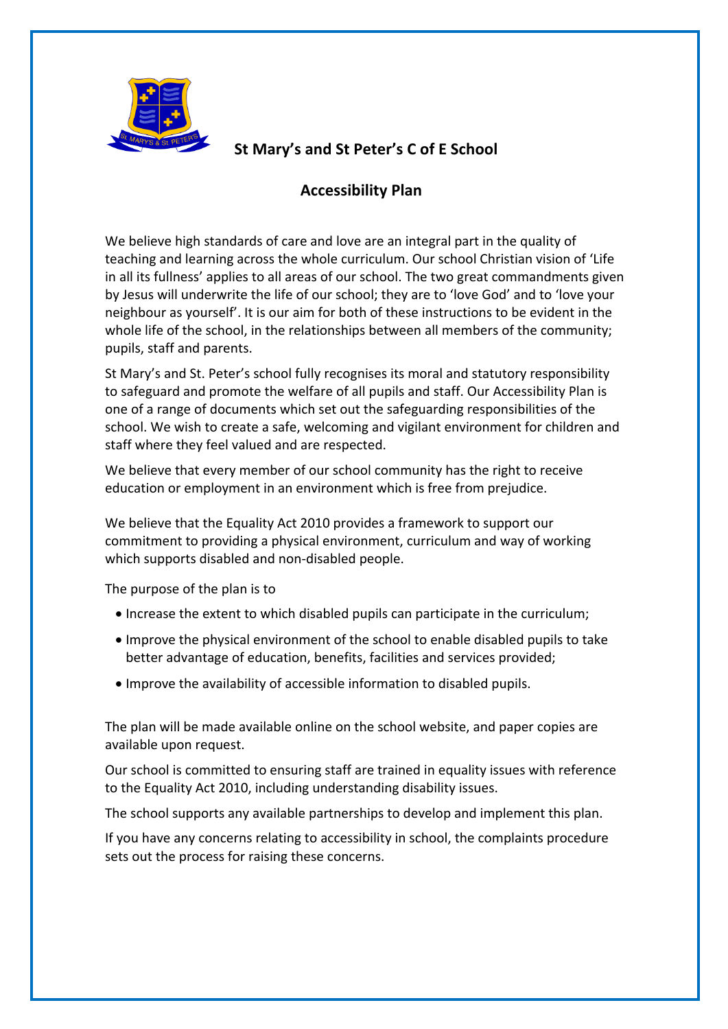# St Mary's and St Peter's C of E School

## Accessibility Plan

We believe high standards of care and love are an integral part in the quality of teaching and learning across the whole curriculum. Our school Christian vision of 'Life in all its fullness' applies to all areas of our school. The two great commandments given by Jesus will underwrite the life of our school; they are to 'love God' and to 'love your neighbour as yourself'. It is our aim for both of these instructions to be evident in the whole life of the school, in the relationships between all members of the community; pupils, staff and parents.

St Mary's and St. Peter's school fully recognises its moral and statutory responsibility to safeguard and promote the welfare of all pupils and staff. Our Accessibility Plan is one of a range of documents which set out the safeguarding responsibilities of the school. We wish to create a safe, welcoming and vigilant environment for children and staff where they feel valued and are respected.

We believe that every member of our school community has the right to receive education or employment in an environment which is free from prejudice.

We believe that the Equality Act 2010 provides a framework to support our commitment to providing a physical environment, curriculum and way of working which supports disabled and non-disabled people.

The purpose of the plan is to

- Increase the extent to which disabled pupils can participate in the curriculum;
- Improve the physical environment of the school to enable disabled pupils to take better advantage of education, benefits, facilities and services provided;
- Improve the availability of accessible information to disabled pupils.

The plan will be made available online on the school website, and paper copies are available upon request.

Our school is committed to ensuring staff are trained in equality issues with reference to the Equality Act 2010, including understanding disability issues.

The school supports any available partnerships to develop and implement this plan.

If you have any concerns relating to accessibility in school, the complaints procedure sets out the process for raising these concerns.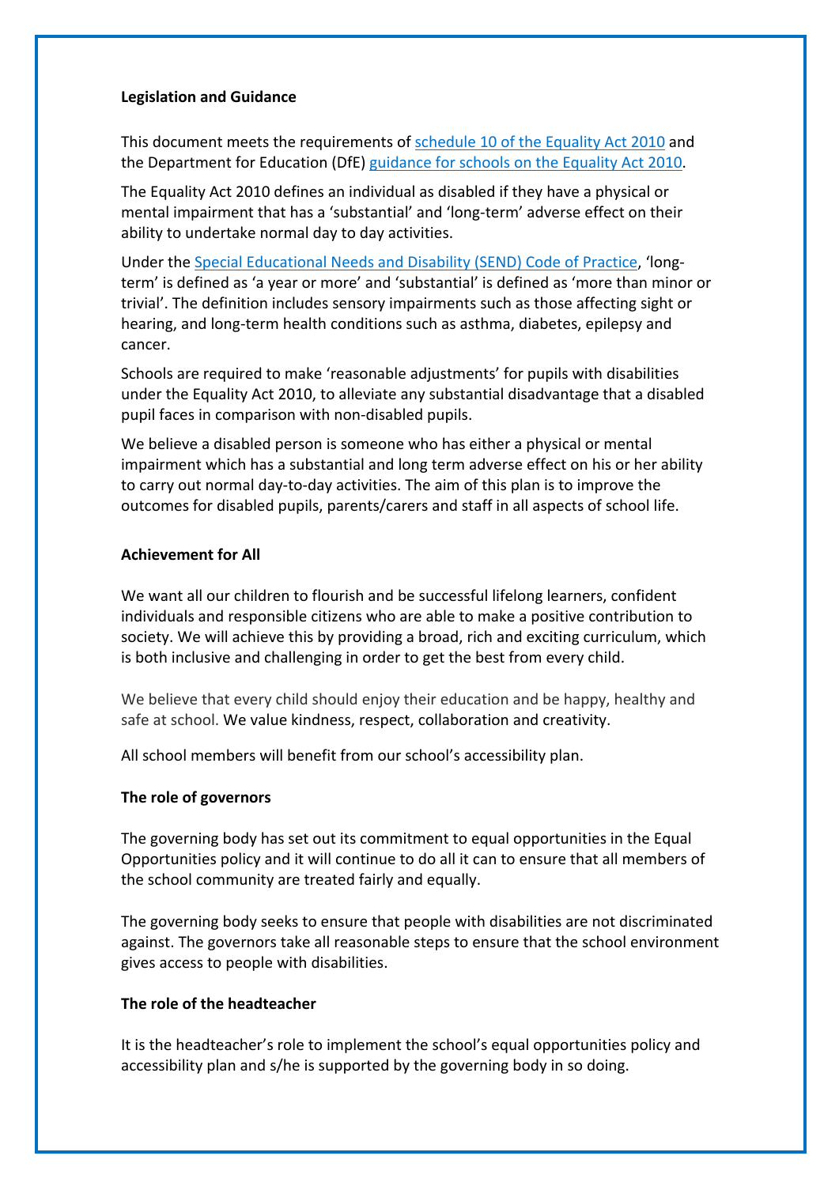**Legislation and Guidance**

This document meets the requirements of schedule 10 of the Equality Act 2010 and the Department for Education (DfE) guidance for schools on the Equality Act 2010.

The Equality Act 2010 defines an individual as disabled if they have a physical or mental impairment that has a 'substantial' and 'long-term' adverse effect on their ability to undertake normal day to day activities.

Under the Special Educational Needs and Disability (SEND) Code of Practice, 'long-term' is defined as 'a year or more' and 'substantial' is defined as 'more than minor or trivial'. The definition includes sensory impairments such as those affecting sight or hearing, and long-term health conditions such as asthma, diabetes, epilepsy and cancer.

Schools are required to make 'reasonable adjustments' for pupils with disabilities under the Equality Act 2010, to alleviate any substantial disadvantage that a disabled pupil faces in comparison with non-disabled pupils.

We believe a disabled person is someone who has either a physical or mental impairment which has a substantial and long term adverse effect on his or her ability to carry out normal day-to-day activities. The aim of this plan is to improve the outcomes for disabled pupils, parents/carers and staff in all aspects of school life.

**Achievement for All**

We want all our children to flourish and be successful lifelong learners, confident individuals and responsible citizens who are able to make a positive contribution to society. We will achieve this by providing a broad, rich and exciting curriculum, which is both inclusive and challenging in order to get the best from every child.

We believe that every child should enjoy their education and be happy, healthy and safe at school. We value kindness, respect, collaboration and creativity.

All school members will benefit from our school's accessibility plan.

**The role of governors**

The governing body has set out its commitment to equal opportunities in the Equal Opportunities policy and it will continue to do all it can to ensure that all members of the school community are treated fairly and equally.

The governing body seeks to ensure that people with disabilities are not discriminated against. The governors take all reasonable steps to ensure that the school environment gives access to people with disabilities.

**The role of the headteacher**

It is the headteacher's role to implement the school's equal opportunities policy and accessibility plan and s/he is supported by the governing body in so doing.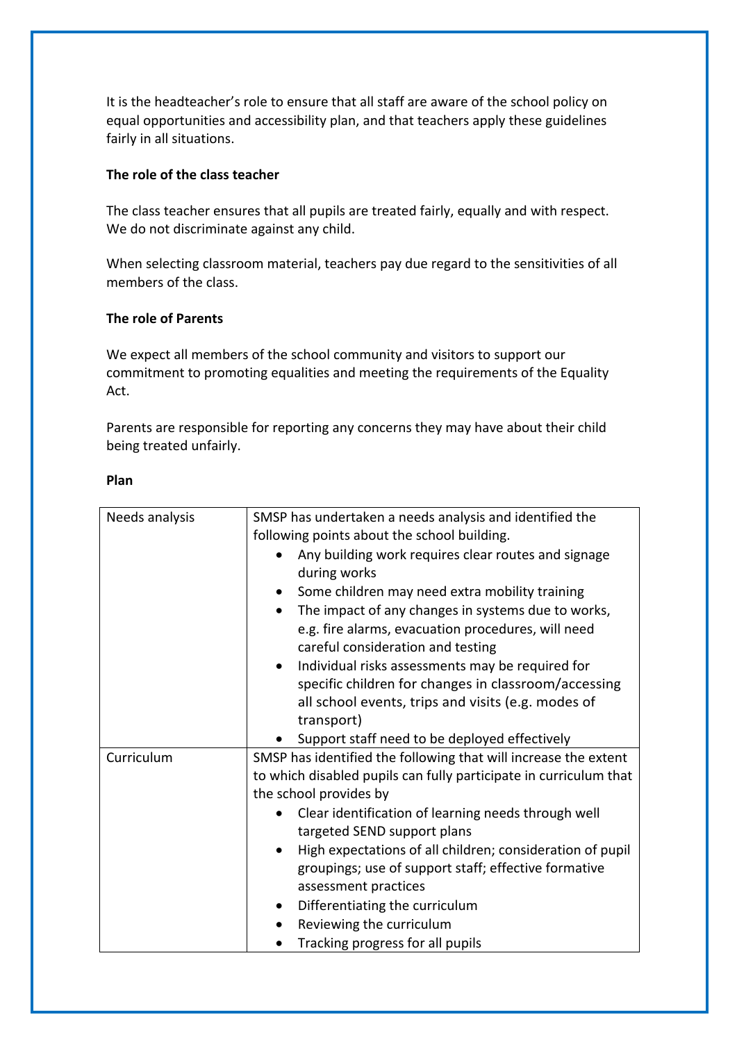It is the headteacher's role to ensure that all staff are aware of the school policy on equal opportunities and accessibility plan, and that teachers apply these guidelines fairly in all situations.

**The role of the class teacher**

The class teacher ensures that all pupils are treated fairly, equally and with respect. We do not discriminate against any child.

When selecting classroom material, teachers pay due regard to the sensitivities of all members of the class.

**The role of Parents**

We expect all members of the school community and visitors to support our commitment to promoting equalities and meeting the requirements of the Equality Act.

Parents are responsible for reporting any concerns they may have about their child being treated unfairly.

**Plan**

| | |
|---|---|
| Needs analysis | SMSP has undertaken a needs analysis and identified the following points about the school building.<br>• Any building work requires clear routes and signage during works<br>• Some children may need extra mobility training<br>• The impact of any changes in systems due to works, e.g. fire alarms, evacuation procedures, will need careful consideration and testing<br>• Individual risks assessments may be required for specific children for changes in classroom/accessing all school events, trips and visits (e.g. modes of transport)<br>• Support staff need to be deployed effectively |
| Curriculum | SMSP has identified the following that will increase the extent to which disabled pupils can fully participate in curriculum that the school provides by<br>• Clear identification of learning needs through well targeted SEND support plans<br>• High expectations of all children; consideration of pupil groupings; use of support staff; effective formative assessment practices<br>• Differentiating the curriculum<br>• Reviewing the curriculum<br>• Tracking progress for all pupils |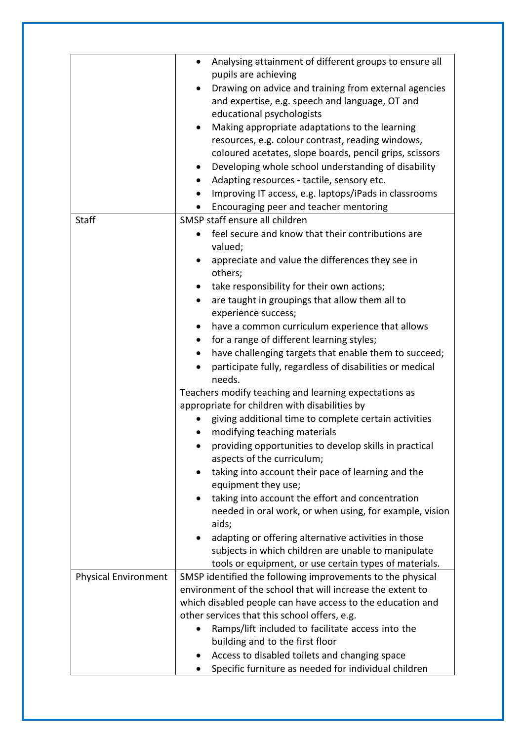| | |
|---|---|
| | <ul><li>Analysing attainment of different groups to ensure all pupils are achieving</li><li>Drawing on advice and training from external agencies and expertise, e.g. speech and language, OT and educational psychologists</li><li>Making appropriate adaptations to the learning resources, e.g. colour contrast, reading windows, coloured acetates, slope boards, pencil grips, scissors</li><li>Developing whole school understanding of disability</li><li>Adapting resources - tactile, sensory etc.</li><li>Improving IT access, e.g. laptops/iPads in classrooms</li><li>Encouraging peer and teacher mentoring</li></ul> |
| Staff | SMSP staff ensure all children<ul><li>feel secure and know that their contributions are valued;</li><li>appreciate and value the differences they see in others;</li><li>take responsibility for their own actions;</li><li>are taught in groupings that allow them all to experience success;</li><li>have a common curriculum experience that allows</li><li>for a range of different learning styles;</li><li>have challenging targets that enable them to succeed;</li><li>participate fully, regardless of disabilities or medical needs.</li></ul>Teachers modify teaching and learning expectations as appropriate for children with disabilities by<ul><li>giving additional time to complete certain activities</li><li>modifying teaching materials</li><li>providing opportunities to develop skills in practical aspects of the curriculum;</li><li>taking into account their pace of learning and the equipment they use;</li><li>taking into account the effort and concentration needed in oral work, or when using, for example, vision aids;</li><li>adapting or offering alternative activities in those subjects in which children are unable to manipulate tools or equipment, or use certain types of materials.</li></ul> |
| Physical Environment | SMSP identified the following improvements to the physical environment of the school that will increase the extent to which disabled people can have access to the education and other services that this school offers, e.g.<ul><li>Ramps/lift included to facilitate access into the building and to the first floor</li><li>Access to disabled toilets and changing space</li><li>Specific furniture as needed for individual children</li></ul> |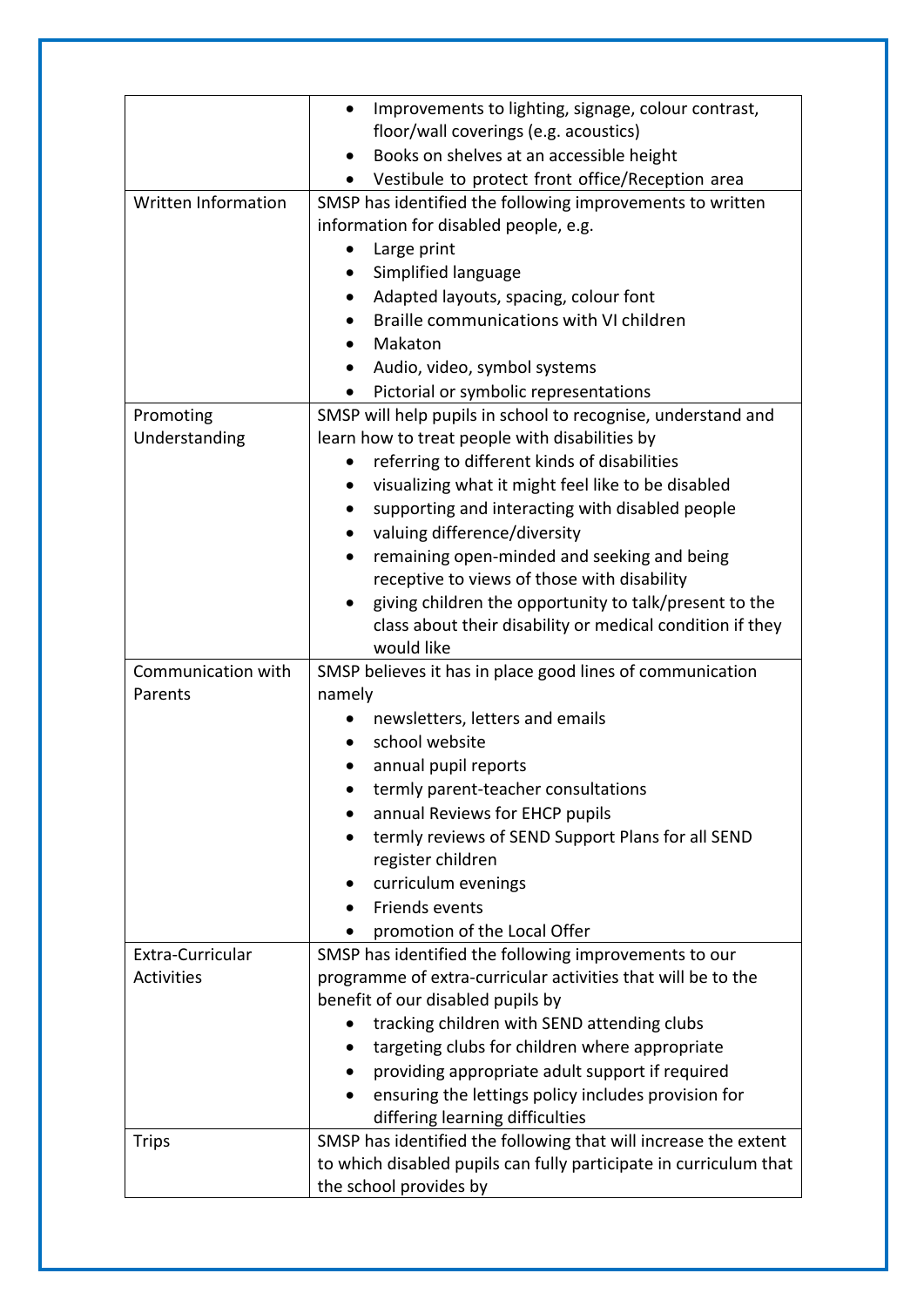| | |
|---|---|
| | • Improvements to lighting, signage, colour contrast, floor/wall coverings (e.g. acoustics)<br>• Books on shelves at an accessible height<br>• Vestibule to protect front office/Reception area |
| Written Information | SMSP has identified the following improvements to written information for disabled people, e.g.<br>• Large print<br>• Simplified language<br>• Adapted layouts, spacing, colour font<br>• Braille communications with VI children<br>• Makaton<br>• Audio, video, symbol systems<br>• Pictorial or symbolic representations |
| Promoting Understanding | SMSP will help pupils in school to recognise, understand and learn how to treat people with disabilities by<br>• referring to different kinds of disabilities<br>• visualizing what it might feel like to be disabled<br>• supporting and interacting with disabled people<br>• valuing difference/diversity<br>• remaining open-minded and seeking and being receptive to views of those with disability<br>• giving children the opportunity to talk/present to the class about their disability or medical condition if they would like |
| Communication with Parents | SMSP believes it has in place good lines of communication namely<br>• newsletters, letters and emails<br>• school website<br>• annual pupil reports<br>• termly parent-teacher consultations<br>• annual Reviews for EHCP pupils<br>• termly reviews of SEND Support Plans for all SEND register children<br>• curriculum evenings<br>• Friends events<br>• promotion of the Local Offer |
| Extra-Curricular Activities | SMSP has identified the following improvements to our programme of extra-curricular activities that will be to the benefit of our disabled pupils by<br>• tracking children with SEND attending clubs<br>• targeting clubs for children where appropriate<br>• providing appropriate adult support if required<br>• ensuring the lettings policy includes provision for differing learning difficulties |
| Trips | SMSP has identified the following that will increase the extent to which disabled pupils can fully participate in curriculum that the school provides by |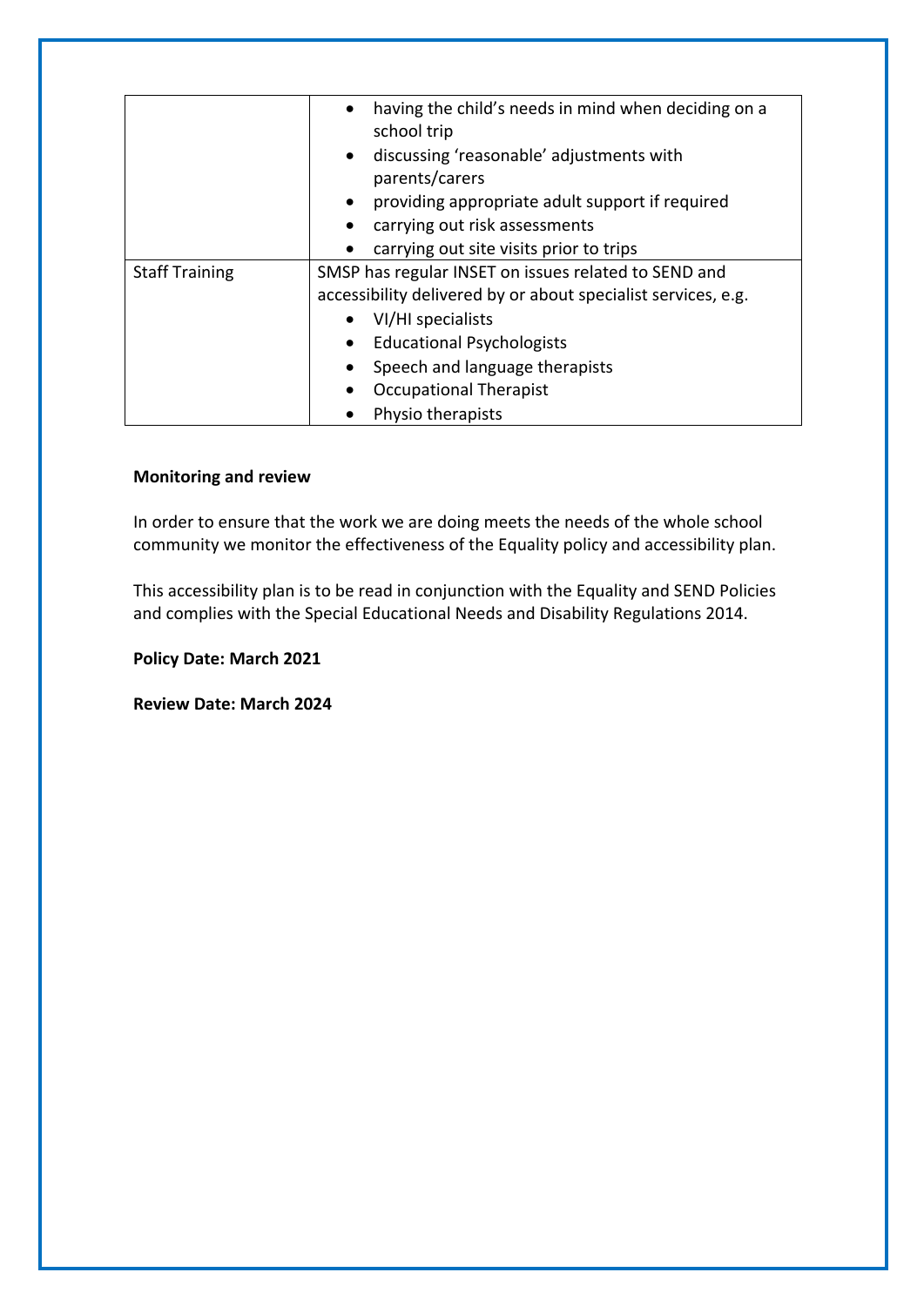| | |
|---|---|
| | • having the child's needs in mind when deciding on a school trip<br>• discussing 'reasonable' adjustments with parents/carers<br>• providing appropriate adult support if required<br>• carrying out risk assessments<br>• carrying out site visits prior to trips |
| Staff Training | SMSP has regular INSET on issues related to SEND and accessibility delivered by or about specialist services, e.g.<br>• VI/HI specialists<br>• Educational Psychologists<br>• Speech and language therapists<br>• Occupational Therapist<br>• Physio therapists |

**Monitoring and review**

In order to ensure that the work we are doing meets the needs of the whole school community we monitor the effectiveness of the Equality policy and accessibility plan.

This accessibility plan is to be read in conjunction with the Equality and SEND Policies and complies with the Special Educational Needs and Disability Regulations 2014.

**Policy Date: March 2021**

**Review Date: March 2024**